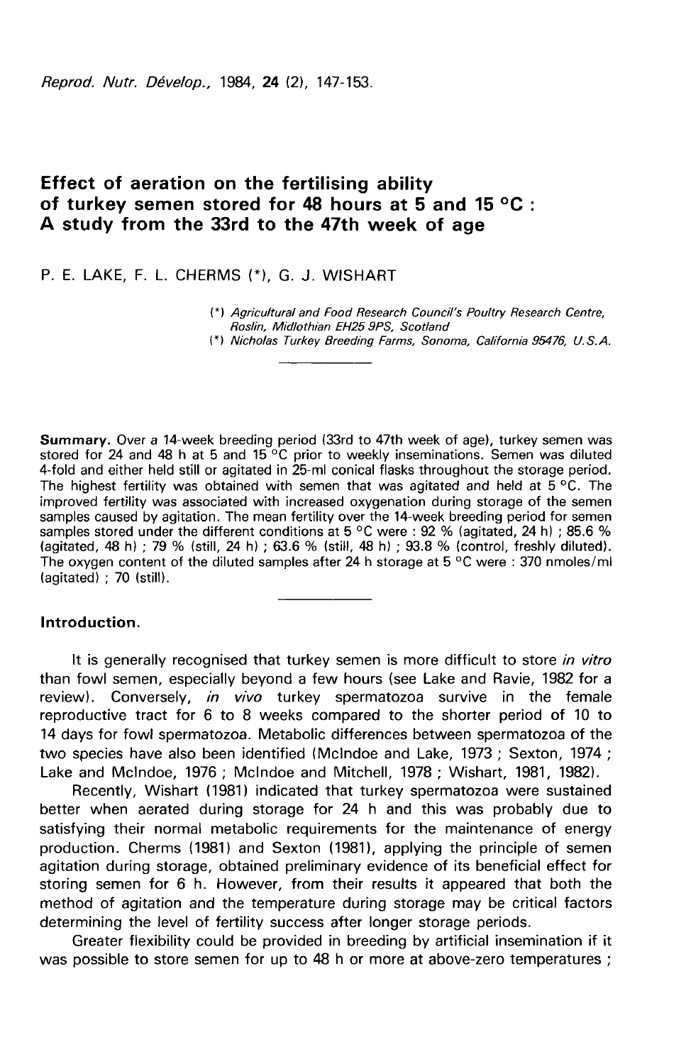# Effect of aeration on the fertilising ability of turkey semen stored for 48 hours at 5 and 15 °C : A study from the 33rd to the 47th week of age

P. E. LAKE, F. L. CHERMS (*), G. J. WISHART

(*) *Agricultural and Food Research Council's Poultry Research Centre, Roslin, Midlothian EH25 9PS, Scotland*

(*) *Nicholas Turkey Breeding Farms, Sonoma, California 95476, U.S.A.*

**Summary.** Over a 14-week breeding period (33rd to 47th week of age), turkey semen was stored for 24 and 48 h at 5 and 15 °C prior to weekly inseminations. Semen was diluted 4-fold and either held still or agitated in 25-ml conical flasks throughout the storage period. The highest fertility was obtained with semen that was agitated and held at 5 °C. The improved fertility was associated with increased oxygenation during storage of the semen samples caused by agitation. The mean fertility over the 14-week breeding period for semen samples stored under the different conditions at 5 °C were : 92 % (agitated, 24 h) ; 85.6 % (agitated, 48 h) ; 79 % (still, 24 h) ; 63.6 % (still, 48 h) ; 93.8 % (control, freshly diluted). The oxygen content of the diluted samples after 24 h storage at 5 °C were : 370 nmoles/ml (agitated) ; 70 (still).

## Introduction.

It is generally recognised that turkey semen is more difficult to store *in vitro* than fowl semen, especially beyond a few hours (see Lake and Ravie, 1982 for a review). Conversely, *in vivo* turkey spermatozoa survive in the female reproductive tract for 6 to 8 weeks compared to the shorter period of 10 to 14 days for fowl spermatozoa. Metabolic differences between spermatozoa of the two species have also been identified (McIndoe and Lake, 1973 ; Sexton, 1974 ; Lake and McIndoe, 1976 ; McIndoe and Mitchell, 1978 ; Wishart, 1981, 1982).

Recently, Wishart (1981) indicated that turkey spermatozoa were sustained better when aerated during storage for 24 h and this was probably due to satisfying their normal metabolic requirements for the maintenance of energy production. Cherms (1981) and Sexton (1981), applying the principle of semen agitation during storage, obtained preliminary evidence of its beneficial effect for storing semen for 6 h. However, from their results it appeared that both the method of agitation and the temperature during storage may be critical factors determining the level of fertility success after longer storage periods.

Greater flexibility could be provided in breeding by artificial insemination if it was possible to store semen for up to 48 h or more at above-zero temperatures ;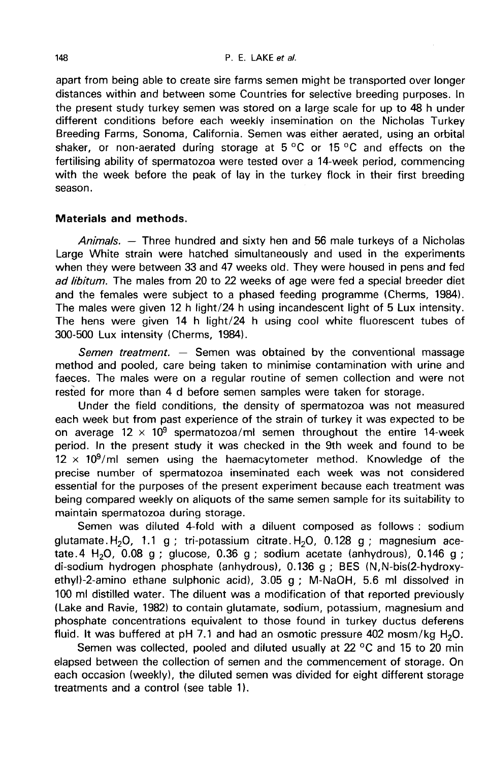apart from being able to create sire farms semen might be transported over longer distances within and between some Countries for selective breeding purposes. In the present study turkey semen was stored on a large scale for up to 48 h under different conditions before each weekly insemination on the Nicholas Turkey Breeding Farms, Sonoma, California. Semen was either aerated, using an orbital shaker, or non-aerated during storage at 5 °C or 15 °C and effects on the fertilising ability of spermatozoa were tested over a 14-week period, commencing with the week before the peak of lay in the turkey flock in their first breeding season.

## Materials and methods.

*Animals.* — Three hundred and sixty hen and 56 male turkeys of a Nicholas Large White strain were hatched simultaneously and used in the experiments when they were between 33 and 47 weeks old. They were housed in pens and fed *ad libitum*. The males from 20 to 22 weeks of age were fed a special breeder diet and the females were subject to a phased feeding programme (Cherms, 1984). The males were given 12 h light/24 h using incandescent light of 5 Lux intensity. The hens were given 14 h light/24 h using cool white fluorescent tubes of 300-500 Lux intensity (Cherms, 1984).

*Semen treatment.* — Semen was obtained by the conventional massage method and pooled, care being taken to minimise contamination with urine and faeces. The males were on a regular routine of semen collection and were not rested for more than 4 d before semen samples were taken for storage.

Under the field conditions, the density of spermatozoa was not measured each week but from past experience of the strain of turkey it was expected to be on average $12 \times 10^9$ spermatozoa/ml semen throughout the entire 14-week period. In the present study it was checked in the 9th week and found to be $12 \times 10^9$/ml semen using the haemacytometer method. Knowledge of the precise number of spermatozoa inseminated each week was not considered essential for the purposes of the present experiment because each treatment was being compared weekly on aliquots of the same semen sample for its suitability to maintain spermatozoa during storage.

Semen was diluted 4-fold with a diluent composed as follows : sodium glutamate.$H_2O$, 1.1 g ; tri-potassium citrate.$H_2O$, 0.128 g ; magnesium acetate.4 $H_2O$, 0.08 g ; glucose, 0.36 g ; sodium acetate (anhydrous), 0.146 g ; di-sodium hydrogen phosphate (anhydrous), 0.136 g ; BES (N,N-bis(2-hydroxyethyl)-2-amino ethane sulphonic acid), 3.05 g ; M-NaOH, 5.6 ml dissolved in 100 ml distilled water. The diluent was a modification of that reported previously (Lake and Ravie, 1982) to contain glutamate, sodium, potassium, magnesium and phosphate concentrations equivalent to those found in turkey ductus deferens fluid. It was buffered at pH 7.1 and had an osmotic pressure 402 mosm/kg $H_2O$.

Semen was collected, pooled and diluted usually at 22 °C and 15 to 20 min elapsed between the collection of semen and the commencement of storage. On each occasion (weekly), the diluted semen was divided for eight different storage treatments and a control (see table 1).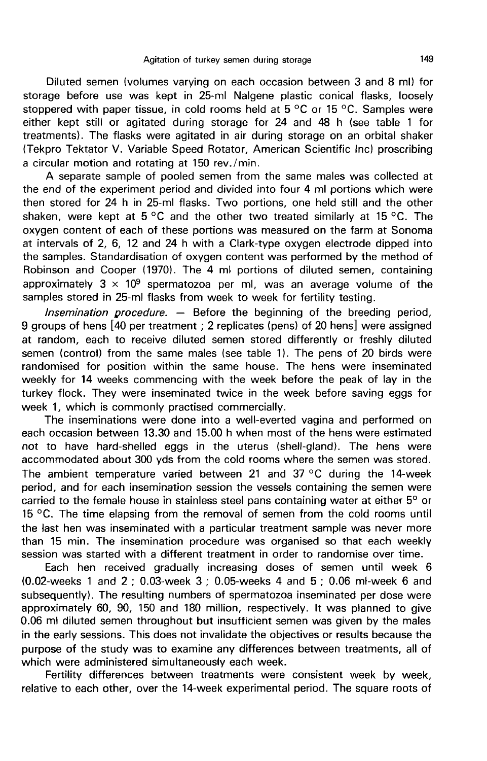Diluted semen (volumes varying on each occasion between 3 and 8 ml) for storage before use was kept in 25-ml Nalgene plastic conical flasks, loosely stoppered with paper tissue, in cold rooms held at 5 °C or 15 °C. Samples were either kept still or agitated during storage for 24 and 48 h (see table 1 for treatments). The flasks were agitated in air during storage on an orbital shaker (Tekpro Tektator V. Variable Speed Rotator, American Scientific Inc) proscribing a circular motion and rotating at 150 rev./min.

A separate sample of pooled semen from the same males was collected at the end of the experiment period and divided into four 4 ml portions which were then stored for 24 h in 25-ml flasks. Two portions, one held still and the other shaken, were kept at 5 °C and the other two treated similarly at 15 °C. The oxygen content of each of these portions was measured on the farm at Sonoma at intervals of 2, 6, 12 and 24 h with a Clark-type oxygen electrode dipped into the samples. Standardisation of oxygen content was performed by the method of Robinson and Cooper (1970). The 4 ml portions of diluted semen, containing approximately $3 \times 10^9$ spermatozoa per ml, was an average volume of the samples stored in 25-ml flasks from week to week for fertility testing.

*Insemination procedure.* — Before the beginning of the breeding period, 9 groups of hens [40 per treatment ; 2 replicates (pens) of 20 hens] were assigned at random, each to receive diluted semen stored differently or freshly diluted semen (control) from the same males (see table 1). The pens of 20 birds were randomised for position within the same house. The hens were inseminated weekly for 14 weeks commencing with the week before the peak of lay in the turkey flock. They were inseminated twice in the week before saving eggs for week 1, which is commonly practised commercially.

The inseminations were done into a well-everted vagina and performed on each occasion between 13.30 and 15.00 h when most of the hens were estimated not to have hard-shelled eggs in the uterus (shell-gland). The hens were accommodated about 300 yds from the cold rooms where the semen was stored. The ambient temperature varied between 21 and 37 °C during the 14-week period, and for each insemination session the vessels containing the semen were carried to the female house in stainless steel pans containing water at either 5° or 15 °C. The time elapsing from the removal of semen from the cold rooms until the last hen was inseminated with a particular treatment sample was never more than 15 min. The insemination procedure was organised so that each weekly session was started with a different treatment in order to randomise over time.

Each hen received gradually increasing doses of semen until week 6 (0.02-weeks 1 and 2 ; 0.03-week 3 ; 0.05-weeks 4 and 5 ; 0.06 ml-week 6 and subsequently). The resulting numbers of spermatozoa inseminated per dose were approximately 60, 90, 150 and 180 million, respectively. It was planned to give 0.06 ml diluted semen throughout but insufficient semen was given by the males in the early sessions. This does not invalidate the objectives or results because the purpose of the study was to examine any differences between treatments, all of which were administered simultaneously each week.

Fertility differences between treatments were consistent week by week, relative to each other, over the 14-week experimental period. The square roots of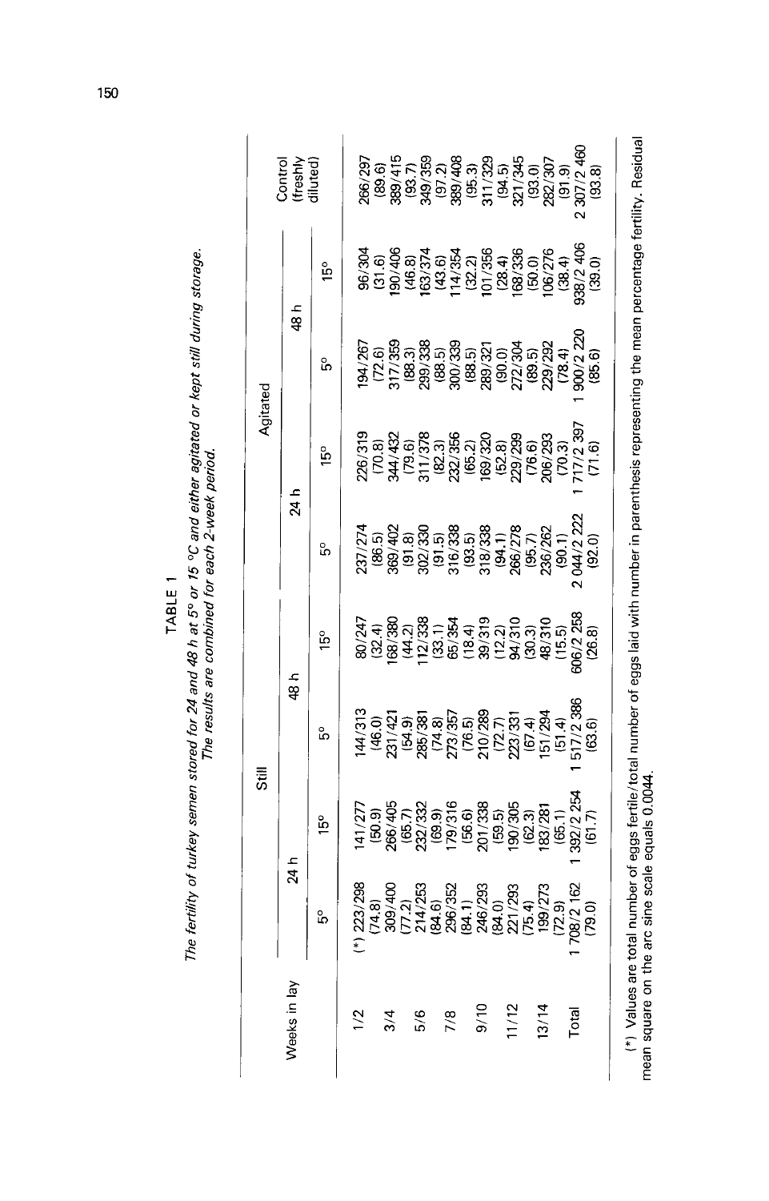TABLE 1

*The fertility of turkey semen stored for 24 and 48 h at 5° or 15 °C and either agitated or kept still during storage. The results are combined for each 2-week period.*

| Weeks in lay | Still | | | | Agitated | | | | Control (freshly diluted) |
|---|---|---|---|---|---|---|---|---|---|
| | 24 h | | 48 h | | 24 h | | 48 h | | |
| | 5° | 15° | 5° | 15° | 5° | 15° | 5° | 15° | |
| 1/2 | (*) 223/298 (74.8) | 141/277 (50.9) | 144/313 (46.0) | 80/247 (32.4) | 237/274 (86.5) | 226/319 (70.8) | 194/267 (72.6) | 96/304 (31.6) | 266/297 (89.6) |
| 3/4 | 309/400 (77.2) | 266/405 (65.7) | 231/421 (54.9) | 168/380 (44.2) | 369/402 (91.8) | 344/432 (79.6) | 317/359 (88.3) | 190/406 (46.8) | 389/415 (93.7) |
| 5/6 | 214/253 (84.6) | 232/332 (69.9) | 285/381 (74.8) | 112/338 (33.1) | 302/330 (91.5) | 311/378 (82.3) | 299/338 (88.5) | 163/374 (43.6) | 349/359 (97.2) |
| 7/8 | 296/352 (84.1) | 179/316 (56.6) | 273/357 (76.5) | 65/354 (18.4) | 316/338 (93.5) | 232/356 (65.2) | 300/339 (88.5) | 114/354 (32.2) | 389/408 (95.3) |
| 9/10 | 246/293 (84.0) | 201/338 (59.5) | 210/289 (72.7) | 39/319 (12.2) | 318/338 (94.1) | 169/320 (52.8) | 289/321 (90.0) | 101/356 (28.4) | 311/329 (94.5) |
| 11/12 | 221/293 (75.4) | 190/305 (62.3) | 223/331 (67.4) | 94/310 (30.3) | 266/278 (95.7) | 229/299 (76.6) | 272/304 (89.5) | 168/336 (50.0) | 321/345 (93.0) |
| 13/14 | 199/273 (72.9) | 183/281 (65.1) | 151/294 (51.4) | 48/310 (15.5) | 236/262 (90.1) | 206/293 (70.3) | 229/292 (78.4) | 106/276 (38.4) | 282/307 (91.9) |
| Total | 1 708/2 162 (79.0) | 1 392/2 254 (61.7) | 1 517/2 386 (63.6) | 606/2 258 (26.8) | 2 044/2 222 (92.0) | 1 717/2 397 (71.6) | 1 900/2 220 (85.6) | 938/2 406 (39.0) | 2 307/2 460 (93.8) |

(*) Values are total number of eggs fertile/total number of eggs laid with number in parenthesis representing the mean percentage fertility. Residual mean square on the arc sine scale equals 0.0044.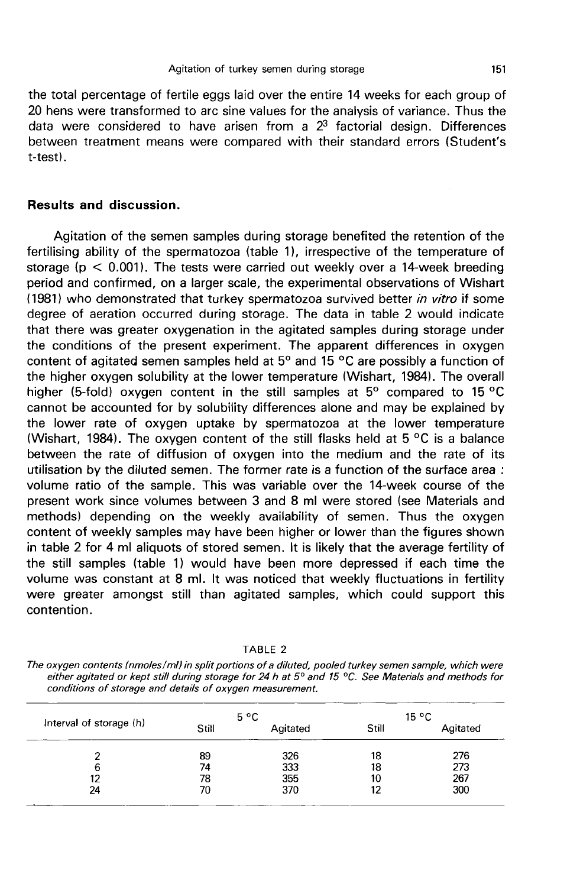the total percentage of fertile eggs laid over the entire 14 weeks for each group of 20 hens were transformed to arc sine values for the analysis of variance. Thus the data were considered to have arisen from a $2^3$ factorial design. Differences between treatment means were compared with their standard errors (Student's t-test).

## Results and discussion.

Agitation of the semen samples during storage benefited the retention of the fertilising ability of the spermatozoa (table 1), irrespective of the temperature of storage ($p < 0.001$). The tests were carried out weekly over a 14-week breeding period and confirmed, on a larger scale, the experimental observations of Wishart (1981) who demonstrated that turkey spermatozoa survived better *in vitro* if some degree of aeration occurred during storage. The data in table 2 would indicate that there was greater oxygenation in the agitated samples during storage under the conditions of the present experiment. The apparent differences in oxygen content of agitated semen samples held at 5° and 15 °C are possibly a function of the higher oxygen solubility at the lower temperature (Wishart, 1984). The overall higher (5-fold) oxygen content in the still samples at 5° compared to 15 °C cannot be accounted for by solubility differences alone and may be explained by the lower rate of oxygen uptake by spermatozoa at the lower temperature (Wishart, 1984). The oxygen content of the still flasks held at 5 °C is a balance between the rate of diffusion of oxygen into the medium and the rate of its utilisation by the diluted semen. The former rate is a function of the surface area : volume ratio of the sample. This was variable over the 14-week course of the present work since volumes between 3 and 8 ml were stored (see Materials and methods) depending on the weekly availability of semen. Thus the oxygen content of weekly samples may have been higher or lower than the figures shown in table 2 for 4 ml aliquots of stored semen. It is likely that the average fertility of the still samples (table 1) would have been more depressed if each time the volume was constant at 8 ml. It was noticed that weekly fluctuations in fertility were greater amongst still than agitated samples, which could support this contention.

TABLE 2

*The oxygen contents (nmoles/ml) in split portions of a diluted, pooled turkey semen sample, which were either agitated or kept still during storage for 24 h at 5° and 15 °C. See Materials and methods for conditions of storage and details of oxygen measurement.*

| Interval of storage (h) | 5 °C | | 15 °C | |
|---|---|---|---|---|
| | Still | Agitated | Still | Agitated |
| 2 | 89 | 326 | 18 | 276 |
| 6 | 74 | 333 | 18 | 273 |
| 12 | 78 | 355 | 10 | 267 |
| 24 | 70 | 370 | 12 | 300 |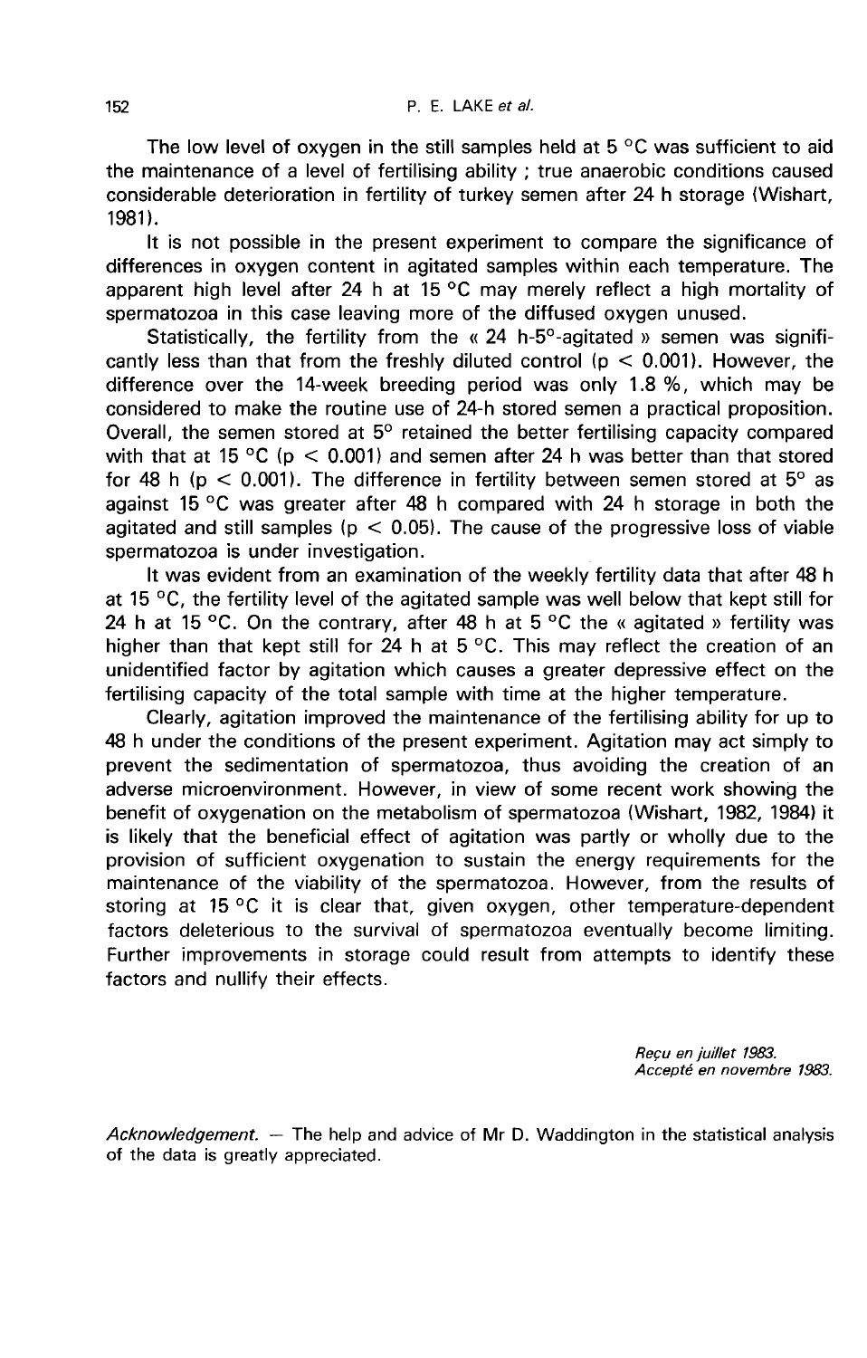The low level of oxygen in the still samples held at 5 °C was sufficient to aid the maintenance of a level of fertilising ability ; true anaerobic conditions caused considerable deterioration in fertility of turkey semen after 24 h storage (Wishart, 1981).

It is not possible in the present experiment to compare the significance of differences in oxygen content in agitated samples within each temperature. The apparent high level after 24 h at 15 °C may merely reflect a high mortality of spermatozoa in this case leaving more of the diffused oxygen unused.

Statistically, the fertility from the « 24 h-5°-agitated » semen was significantly less than that from the freshly diluted control ($p < 0.001$). However, the difference over the 14-week breeding period was only 1.8 %, which may be considered to make the routine use of 24-h stored semen a practical proposition. Overall, the semen stored at 5° retained the better fertilising capacity compared with that at 15 °C ($p < 0.001$) and semen after 24 h was better than that stored for 48 h ($p < 0.001$). The difference in fertility between semen stored at 5° as against 15 °C was greater after 48 h compared with 24 h storage in both the agitated and still samples ($p < 0.05$). The cause of the progressive loss of viable spermatozoa is under investigation.

It was evident from an examination of the weekly fertility data that after 48 h at 15 °C, the fertility level of the agitated sample was well below that kept still for 24 h at 15 °C. On the contrary, after 48 h at 5 °C the « agitated » fertility was higher than that kept still for 24 h at 5 °C. This may reflect the creation of an unidentified factor by agitation which causes a greater depressive effect on the fertilising capacity of the total sample with time at the higher temperature.

Clearly, agitation improved the maintenance of the fertilising ability for up to 48 h under the conditions of the present experiment. Agitation may act simply to prevent the sedimentation of spermatozoa, thus avoiding the creation of an adverse microenvironment. However, in view of some recent work showing the benefit of oxygenation on the metabolism of spermatozoa (Wishart, 1982, 1984) it is likely that the beneficial effect of agitation was partly or wholly due to the provision of sufficient oxygenation to sustain the energy requirements for the maintenance of the viability of the spermatozoa. However, from the results of storing at 15 °C it is clear that, given oxygen, other temperature-dependent factors deleterious to the survival of spermatozoa eventually become limiting. Further improvements in storage could result from attempts to identify these factors and nullify their effects.

*Reçu en juillet 1983.*
*Accepté en novembre 1983.*

*Acknowledgement.* — The help and advice of Mr D. Waddington in the statistical analysis of the data is greatly appreciated.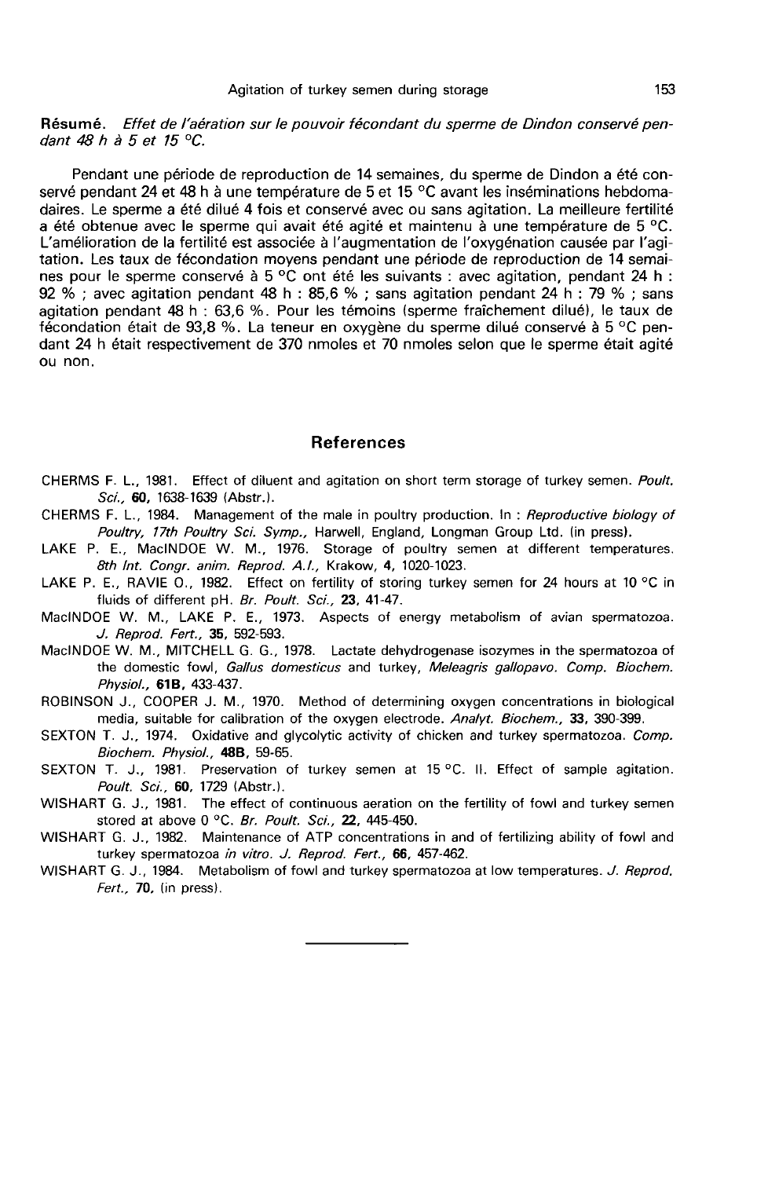**Résumé.** *Effet de l'aération sur le pouvoir fécondant du sperme de Dindon conservé pendant 48 h à 5 et 15 °C.*

Pendant une période de reproduction de 14 semaines, du sperme de Dindon a été conservé pendant 24 et 48 h à une température de 5 et 15 °C avant les inséminations hebdomadaires. Le sperme a été dilué 4 fois et conservé avec ou sans agitation. La meilleure fertilité a été obtenue avec le sperme qui avait été agité et maintenu à une température de 5 °C. L'amélioration de la fertilité est associée à l'augmentation de l'oxygénation causée par l'agitation. Les taux de fécondation moyens pendant une période de reproduction de 14 semaines pour le sperme conservé à 5 °C ont été les suivants : avec agitation, pendant 24 h : 92 % ; avec agitation pendant 48 h : 85,6 % ; sans agitation pendant 24 h : 79 % ; sans agitation pendant 48 h : 63,6 %. Pour les témoins (sperme fraîchement dilué), le taux de fécondation était de 93,8 %. La teneur en oxygène du sperme dilué conservé à 5 °C pendant 24 h était respectivement de 370 nmoles et 70 nmoles selon que le sperme était agité ou non.

## References

CHERMS F. L., 1981. Effect of diluent and agitation on short term storage of turkey semen. *Poult. Sci.*, **60**, 1638-1639 (Abstr.).

CHERMS F. L., 1984. Management of the male in poultry production. In : *Reproductive biology of Poultry, 17th Poultry Sci. Symp.*, Harwell, England, Longman Group Ltd. (in press).

LAKE P. E., MacINDOE W. M., 1976. Storage of poultry semen at different temperatures. *8th Int. Congr. anim. Reprod. A.I.*, Krakow, **4**, 1020-1023.

LAKE P. E., RAVIE O., 1982. Effect on fertility of storing turkey semen for 24 hours at 10 °C in fluids of different pH. *Br. Poult. Sci.*, **23**, 41-47.

MacINDOE W. M., LAKE P. E., 1973. Aspects of energy metabolism of avian spermatozoa. *J. Reprod. Fert.*, **35**, 592-593.

MacINDOE W. M., MITCHELL G. G., 1978. Lactate dehydrogenase isozymes in the spermatozoa of the domestic fowl, *Gallus domesticus* and turkey, *Meleagris gallopavo*. *Comp. Biochem. Physiol.*, **61B**, 433-437.

ROBINSON J., COOPER J. M., 1970. Method of determining oxygen concentrations in biological media, suitable for calibration of the oxygen electrode. *Analyt. Biochem.*, **33**, 390-399.

SEXTON T. J., 1974. Oxidative and glycolytic activity of chicken and turkey spermatozoa. *Comp. Biochem. Physiol.*, **48B**, 59-65.

SEXTON T. J., 1981. Preservation of turkey semen at 15 °C. II. Effect of sample agitation. *Poult. Sci.*, **60**, 1729 (Abstr.).

WISHART G. J., 1981. The effect of continuous aeration on the fertility of fowl and turkey semen stored at above 0 °C. *Br. Poult. Sci.*, **22**, 445-450.

WISHART G. J., 1982. Maintenance of ATP concentrations in and of fertilizing ability of fowl and turkey spermatozoa *in vitro*. *J. Reprod. Fert.*, **66**, 457-462.

WISHART G. J., 1984. Metabolism of fowl and turkey spermatozoa at low temperatures. *J. Reprod. Fert.*, **70**, (in press).